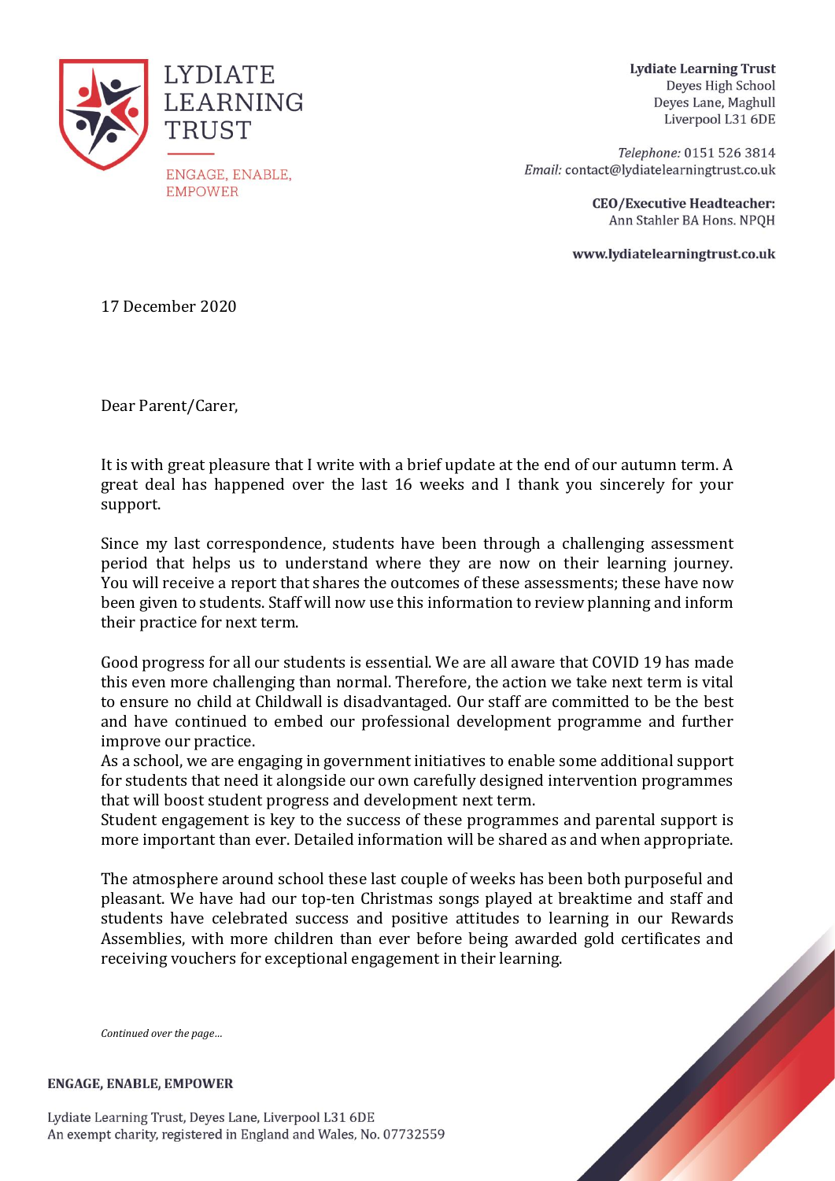# LYDIATE LEARNING TRUST

ENGAGE, ENABLE, EMPOWER

**Lydiate Learning Trust**
Deyes High School
Deyes Lane, Maghull
Liverpool L31 6DE

*Telephone:* 0151 526 3814
*Email:* contact@lydiatelearningtrust.co.uk

**CEO/Executive Headteacher:**
Ann Stahler BA Hons. NPQH

**www.lydiatelearningtrust.co.uk**

17 December 2020

Dear Parent/Carer,

It is with great pleasure that I write with a brief update at the end of our autumn term. A great deal has happened over the last 16 weeks and I thank you sincerely for your support.

Since my last correspondence, students have been through a challenging assessment period that helps us to understand where they are now on their learning journey. You will receive a report that shares the outcomes of these assessments; these have now been given to students. Staff will now use this information to review planning and inform their practice for next term.

Good progress for all our students is essential. We are all aware that COVID 19 has made this even more challenging than normal. Therefore, the action we take next term is vital to ensure no child at Childwall is disadvantaged. Our staff are committed to be the best and have continued to embed our professional development programme and further improve our practice.

As a school, we are engaging in government initiatives to enable some additional support for students that need it alongside our own carefully designed intervention programmes that will boost student progress and development next term.

Student engagement is key to the success of these programmes and parental support is more important than ever. Detailed information will be shared as and when appropriate.

The atmosphere around school these last couple of weeks has been both purposeful and pleasant. We have had our top-ten Christmas songs played at breaktime and staff and students have celebrated success and positive attitudes to learning in our Rewards Assemblies, with more children than ever before being awarded gold certificates and receiving vouchers for exceptional engagement in their learning.

*Continued over the page...*

**ENGAGE, ENABLE, EMPOWER**

Lydiate Learning Trust, Deyes Lane, Liverpool L31 6DE
An exempt charity, registered in England and Wales, No. 07732559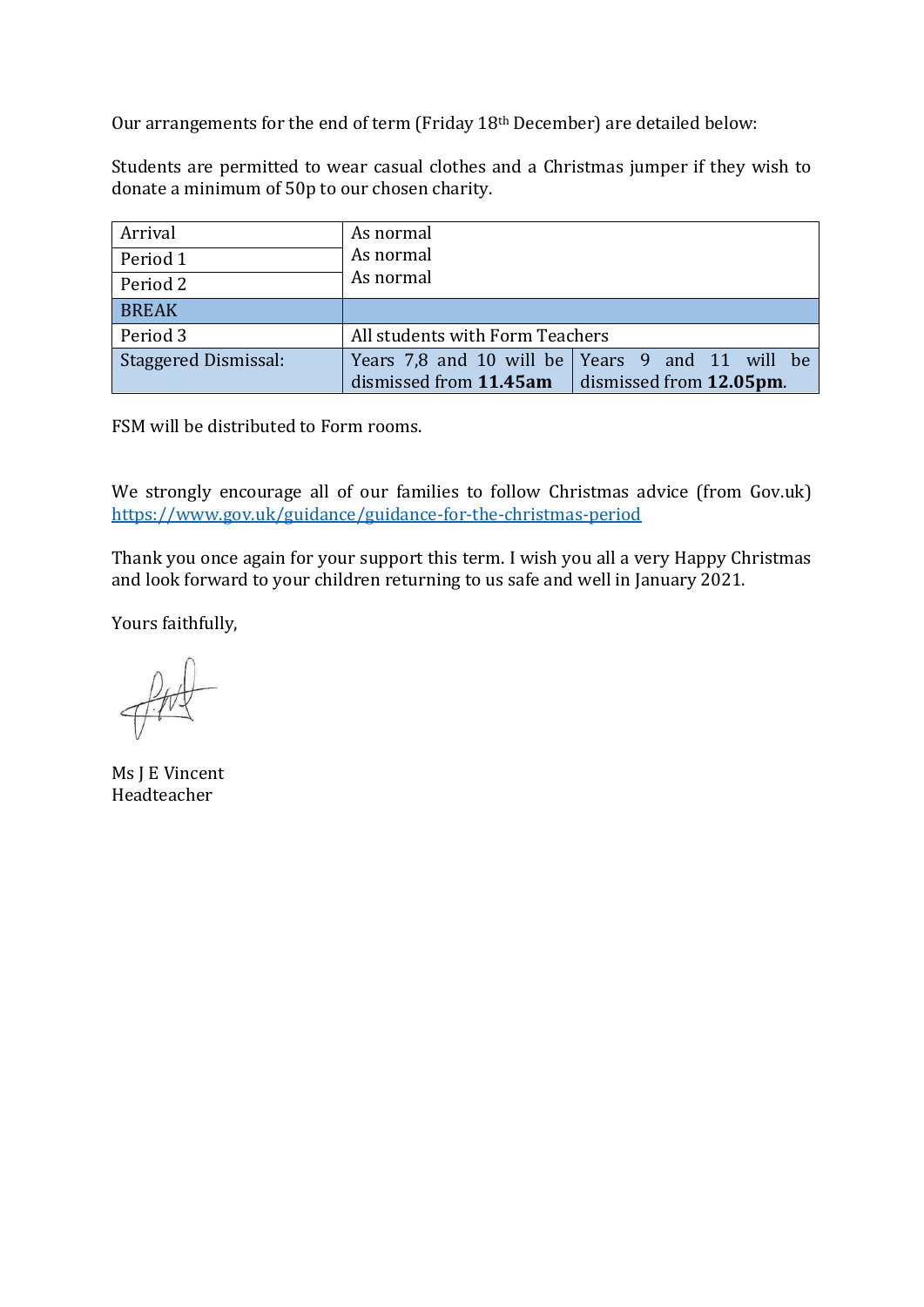Our arrangements for the end of term (Friday 18th December) are detailed below:

Students are permitted to wear casual clothes and a Christmas jumper if they wish to donate a minimum of 50p to our chosen charity.

| | | |
|---|---|---|
| Arrival | As normal | |
| Period 1 | As normal | |
| Period 2 | As normal | |
| BREAK | | |
| Period 3 | All students with Form Teachers | |
| Staggered Dismissal: | Years 7,8 and 10 will be dismissed from **11.45am** | Years 9 and 11 will be dismissed from **12.05pm**. |

FSM will be distributed to Form rooms.

We strongly encourage all of our families to follow Christmas advice (from Gov.uk) [https://www.gov.uk/guidance/guidance-for-the-christmas-period](https://www.gov.uk/guidance/guidance-for-the-christmas-period)

Thank you once again for your support this term. I wish you all a very Happy Christmas and look forward to your children returning to us safe and well in January 2021.

Yours faithfully,

Ms J E Vincent
Headteacher